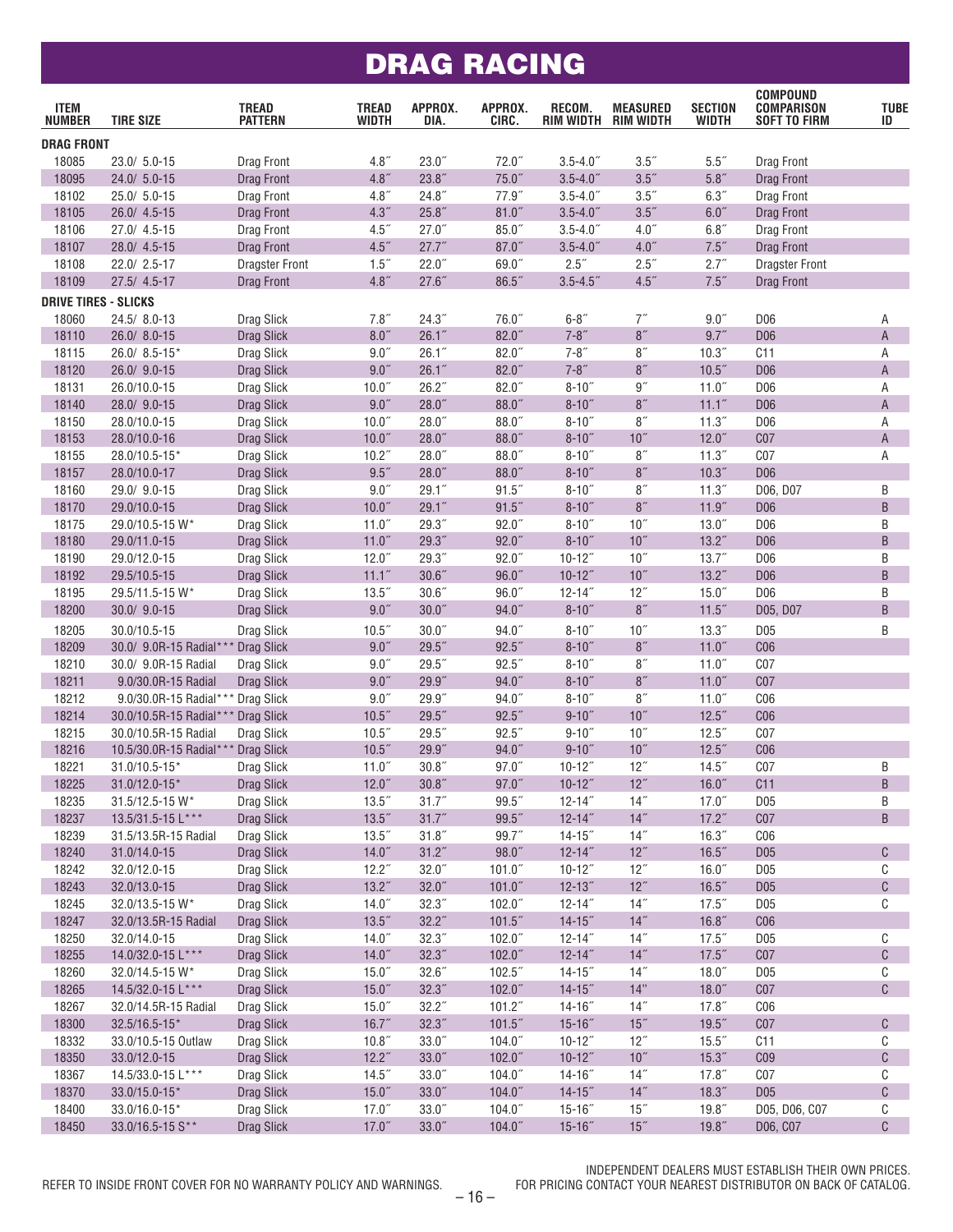# DRAG RACING

| ITEM NUMBER | TIRE SIZE | TREAD PATTERN | TREAD WIDTH | APPROX. DIA. | APPROX. CIRC. | RECOM. RIM WIDTH | MEASURED RIM WIDTH | SECTION WIDTH | COMPOUND COMPARISON SOFT TO FIRM | TUBE ID |
|---|---|---|---|---|---|---|---|---|---|---|
| **DRAG FRONT** | | | | | | | | | | |
| 18085 | 23.0/ 5.0-15 | Drag Front | 4.8″ | 23.0″ | 72.0″ | 3.5-4.0″ | 3.5″ | 5.5″ | Drag Front | |
| 18095 | 24.0/ 5.0-15 | Drag Front | 4.8″ | 23.8″ | 75.0″ | 3.5-4.0″ | 3.5″ | 5.8″ | Drag Front | |
| 18102 | 25.0/ 5.0-15 | Drag Front | 4.8″ | 24.8″ | 77.9″ | 3.5-4.0″ | 3.5″ | 6.3″ | Drag Front | |
| 18105 | 26.0/ 4.5-15 | Drag Front | 4.3″ | 25.8″ | 81.0″ | 3.5-4.0″ | 3.5″ | 6.0″ | Drag Front | |
| 18106 | 27.0/ 4.5-15 | Drag Front | 4.5″ | 27.0″ | 85.0″ | 3.5-4.0″ | 4.0″ | 6.8″ | Drag Front | |
| 18107 | 28.0/ 4.5-15 | Drag Front | 4.5″ | 27.7″ | 87.0″ | 3.5-4.0″ | 4.0″ | 7.5″ | Drag Front | |
| 18108 | 22.0/ 2.5-17 | Dragster Front | 1.5″ | 22.0″ | 69.0″ | 2.5″ | 2.5″ | 2.7″ | Dragster Front | |
| 18109 | 27.5/ 4.5-17 | Drag Front | 4.8″ | 27.6″ | 86.5″ | 3.5-4.5″ | 4.5″ | 7.5″ | Drag Front | |
| **DRIVE TIRES - SLICKS** | | | | | | | | | | |
| 18060 | 24.5/ 8.0-13 | Drag Slick | 7.8″ | 24.3″ | 76.0″ | 6-8″ | 7″ | 9.0″ | D06 | A |
| 18110 | 26.0/ 8.0-15 | Drag Slick | 8.0″ | 26.1″ | 82.0″ | 7-8″ | 8″ | 9.7″ | D06 | A |
| 18115 | 26.0/ 8.5-15* | Drag Slick | 9.0″ | 26.1″ | 82.0″ | 7-8″ | 8″ | 10.3″ | C11 | A |
| 18120 | 26.0/ 9.0-15 | Drag Slick | 9.0″ | 26.1″ | 82.0″ | 7-8″ | 8″ | 10.5″ | D06 | A |
| 18131 | 26.0/10.0-15 | Drag Slick | 10.0″ | 26.2″ | 82.0″ | 8-10″ | 9″ | 11.0″ | D06 | A |
| 18140 | 28.0/ 9.0-15 | Drag Slick | 9.0″ | 28.0″ | 88.0″ | 8-10″ | 8″ | 11.1″ | D06 | A |
| 18150 | 28.0/10.0-15 | Drag Slick | 10.0″ | 28.0″ | 88.0″ | 8-10″ | 8″ | 11.3″ | D06 | A |
| 18153 | 28.0/10.0-16 | Drag Slick | 10.0″ | 28.0″ | 88.0″ | 8-10″ | 10″ | 12.0″ | C07 | A |
| 18155 | 28.0/10.5-15* | Drag Slick | 10.2″ | 28.0″ | 88.0″ | 8-10″ | 8″ | 11.3″ | C07 | A |
| 18157 | 28.0/10.0-17 | Drag Slick | 9.5″ | 28.0″ | 88.0″ | 8-10″ | 8″ | 10.3″ | D06 | |
| 18160 | 29.0/ 9.0-15 | Drag Slick | 9.0″ | 29.1″ | 91.5″ | 8-10″ | 8″ | 11.3″ | D06, D07 | B |
| 18170 | 29.0/10.0-15 | Drag Slick | 10.0″ | 29.1″ | 91.5″ | 8-10″ | 8″ | 11.9″ | D06 | B |
| 18175 | 29.0/10.5-15 W* | Drag Slick | 11.0″ | 29.3″ | 92.0″ | 8-10″ | 10″ | 13.0″ | D06 | B |
| 18180 | 29.0/11.0-15 | Drag Slick | 11.0″ | 29.3″ | 92.0″ | 8-10″ | 10″ | 13.2″ | D06 | B |
| 18190 | 29.0/12.0-15 | Drag Slick | 12.0″ | 29.3″ | 92.0″ | 10-12″ | 10″ | 13.7″ | D06 | B |
| 18192 | 29.5/10.5-15 | Drag Slick | 11.1″ | 30.6″ | 96.0″ | 10-12″ | 10″ | 13.2″ | D06 | B |
| 18195 | 29.5/11.5-15 W* | Drag Slick | 13.5″ | 30.6″ | 96.0″ | 12-14″ | 12″ | 15.0″ | D06 | B |
| 18200 | 30.0/ 9.0-15 | Drag Slick | 9.0″ | 30.0″ | 94.0″ | 8-10″ | 8″ | 11.5″ | D05, D07 | B |
| 18205 | 30.0/10.5-15 | Drag Slick | 10.5″ | 30.0″ | 94.0″ | 8-10″ | 10″ | 13.3″ | D05 | B |
| 18209 | 30.0/ 9.0R-15 Radial*** | Drag Slick | 9.0″ | 29.5″ | 92.5″ | 8-10″ | 8″ | 11.0″ | C06 | |
| 18210 | 30.0/ 9.0R-15 Radial | Drag Slick | 9.0″ | 29.5″ | 92.5″ | 8-10″ | 8″ | 11.0″ | C07 | |
| 18211 | 9.0/30.0R-15 Radial | Drag Slick | 9.0″ | 29.9″ | 94.0″ | 8-10″ | 8″ | 11.0″ | C07 | |
| 18212 | 9.0/30.0R-15 Radial*** | Drag Slick | 9.0″ | 29.9″ | 94.0″ | 8-10″ | 8″ | 11.0″ | C06 | |
| 18214 | 30.0/10.5R-15 Radial*** | Drag Slick | 10.5″ | 29.5″ | 92.5″ | 9-10″ | 10″ | 12.5″ | C06 | |
| 18215 | 30.0/10.5R-15 Radial | Drag Slick | 10.5″ | 29.5″ | 92.5″ | 9-10″ | 10″ | 12.5″ | C07 | |
| 18216 | 10.5/30.0R-15 Radial*** | Drag Slick | 10.5″ | 29.9″ | 94.0″ | 9-10″ | 10″ | 12.5″ | C06 | |
| 18221 | 31.0/10.5-15* | Drag Slick | 11.0″ | 30.8″ | 97.0″ | 10-12″ | 12″ | 14.5″ | C07 | B |
| 18225 | 31.0/12.0-15* | Drag Slick | 12.0″ | 30.8″ | 97.0″ | 10-12″ | 12″ | 16.0″ | C11 | B |
| 18235 | 31.5/12.5-15 W* | Drag Slick | 13.5″ | 31.7″ | 99.5″ | 12-14″ | 14″ | 17.0″ | D05 | B |
| 18237 | 13.5/31.5-15 L*** | Drag Slick | 13.5″ | 31.7″ | 99.5″ | 12-14″ | 14″ | 17.2″ | C07 | B |
| 18239 | 31.5/13.5R-15 Radial | Drag Slick | 13.5″ | 31.8″ | 99.7″ | 14-15″ | 14″ | 16.3″ | C06 | |
| 18240 | 31.0/14.0-15 | Drag Slick | 14.0″ | 31.2″ | 98.0″ | 12-14″ | 12″ | 16.5″ | D05 | C |
| 18242 | 32.0/12.0-15 | Drag Slick | 12.2″ | 32.0″ | 101.0″ | 10-12″ | 12″ | 16.0″ | D05 | C |
| 18243 | 32.0/13.0-15 | Drag Slick | 13.2″ | 32.0″ | 101.0″ | 12-13″ | 12″ | 16.5″ | D05 | C |
| 18245 | 32.0/13.5-15 W* | Drag Slick | 14.0″ | 32.3″ | 102.0″ | 12-14″ | 14″ | 17.5″ | D05 | C |
| 18247 | 32.0/13.5R-15 Radial | Drag Slick | 13.5″ | 32.2″ | 101.5″ | 14-15″ | 14″ | 16.8″ | C06 | |
| 18250 | 32.0/14.0-15 | Drag Slick | 14.0″ | 32.3″ | 102.0″ | 12-14″ | 14″ | 17.5″ | D05 | C |
| 18255 | 14.0/32.0-15 L*** | Drag Slick | 14.0″ | 32.3″ | 102.0″ | 12-14″ | 14″ | 17.5″ | C07 | C |
| 18260 | 32.0/14.5-15 W* | Drag Slick | 15.0″ | 32.6″ | 102.5″ | 14-15″ | 14″ | 18.0″ | D05 | C |
| 18265 | 14.5/32.0-15 L*** | Drag Slick | 15.0″ | 32.3″ | 102.0″ | 14-15″ | 14" | 18.0″ | C07 | C |
| 18267 | 32.0/14.5R-15 Radial | Drag Slick | 15.0″ | 32.2″ | 101.2″ | 14-16″ | 14″ | 17.8″ | C06 | |
| 18300 | 32.5/16.5-15* | Drag Slick | 16.7″ | 32.3″ | 101.5″ | 15-16″ | 15″ | 19.5″ | C07 | C |
| 18332 | 33.0/10.5-15 Outlaw | Drag Slick | 10.8″ | 33.0″ | 104.0″ | 10-12″ | 12″ | 15.5″ | C11 | C |
| 18350 | 33.0/12.0-15 | Drag Slick | 12.2″ | 33.0″ | 102.0″ | 10-12″ | 10″ | 15.3″ | C09 | C |
| 18367 | 14.5/33.0-15 L*** | Drag Slick | 14.5″ | 33.0″ | 104.0″ | 14-16″ | 14″ | 17.8″ | C07 | C |
| 18370 | 33.0/15.0-15* | Drag Slick | 15.0″ | 33.0″ | 104.0″ | 14-15″ | 14″ | 18.3″ | D05 | C |
| 18400 | 33.0/16.0-15* | Drag Slick | 17.0″ | 33.0″ | 104.0″ | 15-16″ | 15″ | 19.8″ | D05, D06, C07 | C |
| 18450 | 33.0/16.5-15 S** | Drag Slick | 17.0″ | 33.0″ | 104.0″ | 15-16″ | 15″ | 19.8″ | D06, C07 | C |

REFER TO INSIDE FRONT COVER FOR NO WARRANTY POLICY AND WARNINGS.

INDEPENDENT DEALERS MUST ESTABLISH THEIR OWN PRICES.
FOR PRICING CONTACT YOUR NEAREST DISTRIBUTOR ON BACK OF CATALOG.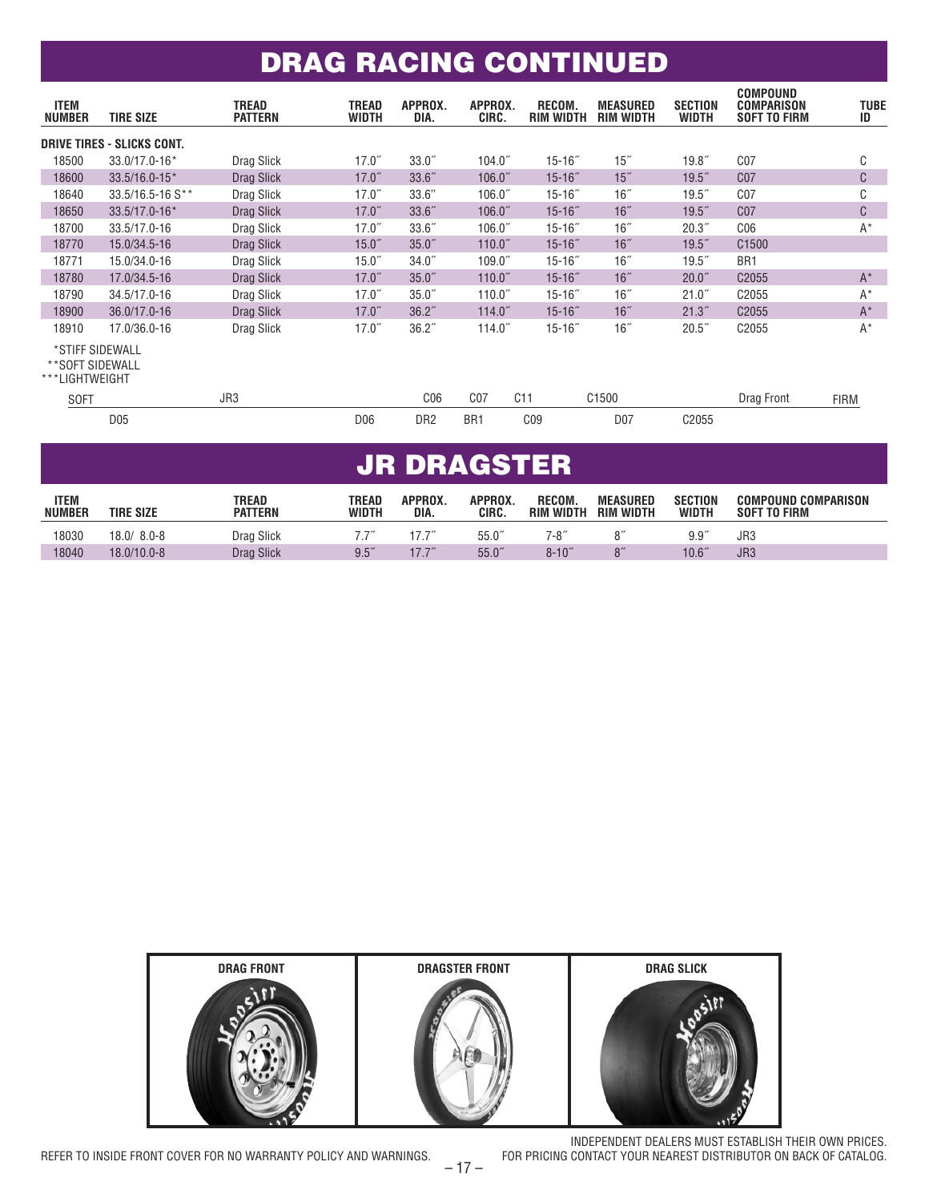# DRAG RACING CONTINUED

| ITEM NUMBER | TIRE SIZE | TREAD PATTERN | TREAD WIDTH | APPROX. DIA. | APPROX. CIRC. | RECOM. RIM WIDTH | MEASURED RIM WIDTH | SECTION WIDTH | COMPOUND COMPARISON SOFT TO FIRM | TUBE ID |
|---|---|---|---|---|---|---|---|---|---|---|
| **DRIVE TIRES - SLICKS CONT.** | | | | | | | | | | |
| 18500 | 33.0/17.0-16* | Drag Slick | 17.0″ | 33.0″ | 104.0″ | 15-16″ | 15″ | 19.8″ | C07 | C |
| 18600 | 33.5/16.0-15* | Drag Slick | 17.0″ | 33.6″ | 106.0″ | 15-16″ | 15″ | 19.5″ | C07 | C |
| 18640 | 33.5/16.5-16 S** | Drag Slick | 17.0″ | 33.6" | 106.0″ | 15-16″ | 16″ | 19.5″ | C07 | C |
| 18650 | 33.5/17.0-16* | Drag Slick | 17.0″ | 33.6″ | 106.0″ | 15-16″ | 16″ | 19.5″ | C07 | C |
| 18700 | 33.5/17.0-16 | Drag Slick | 17.0″ | 33.6″ | 106.0″ | 15-16″ | 16″ | 20.3″ | C06 | A* |
| 18770 | 15.0/34.5-16 | Drag Slick | 15.0″ | 35.0″ | 110.0″ | 15-16″ | 16″ | 19.5″ | C1500 | |
| 18771 | 15.0/34.0-16 | Drag Slick | 15.0″ | 34.0″ | 109.0″ | 15-16″ | 16″ | 19.5″ | BR1 | |
| 18780 | 17.0/34.5-16 | Drag Slick | 17.0″ | 35.0″ | 110.0″ | 15-16″ | 16″ | 20.0″ | C2055 | A* |
| 18790 | 34.5/17.0-16 | Drag Slick | 17.0″ | 35.0″ | 110.0″ | 15-16″ | 16″ | 21.0″ | C2055 | A* |
| 18900 | 36.0/17.0-16 | Drag Slick | 17.0″ | 36.2″ | 114.0″ | 15-16″ | 16″ | 21.3″ | C2055 | A* |
| 18910 | 17.0/36.0-16 | Drag Slick | 17.0″ | 36.2″ | 114.0″ | 15-16″ | 16″ | 20.5″ | C2055 | A* |

*STIFF SIDEWALL
**SOFT SIDEWALL
***LIGHTWEIGHT

SOFT — D05, JR3, D06, C06, DR2, C07, BR1, C11, C09, C1500, D07, C2055, Drag Front — FIRM

# JR DRAGSTER

| ITEM NUMBER | TIRE SIZE | TREAD PATTERN | TREAD WIDTH | APPROX. DIA. | APPROX. CIRC. | RECOM. RIM WIDTH | MEASURED RIM WIDTH | SECTION WIDTH | COMPOUND COMPARISON SOFT TO FIRM |
|---|---|---|---|---|---|---|---|---|---|
| 18030 | 18.0/ 8.0-8 | Drag Slick | 7.7″ | 17.7″ | 55.0″ | 7-8″ | 8″ | 9.9″ | JR3 |
| 18040 | 18.0/10.0-8 | Drag Slick | 9.5″ | 17.7″ | 55.0″ | 8-10″ | 8″ | 10.6″ | JR3 |

**DRAG FRONT** | **DRAGSTER FRONT** | **DRAG SLICK**

REFER TO INSIDE FRONT COVER FOR NO WARRANTY POLICY AND WARNINGS.

INDEPENDENT DEALERS MUST ESTABLISH THEIR OWN PRICES.
FOR PRICING CONTACT YOUR NEAREST DISTRIBUTOR ON BACK OF CATALOG.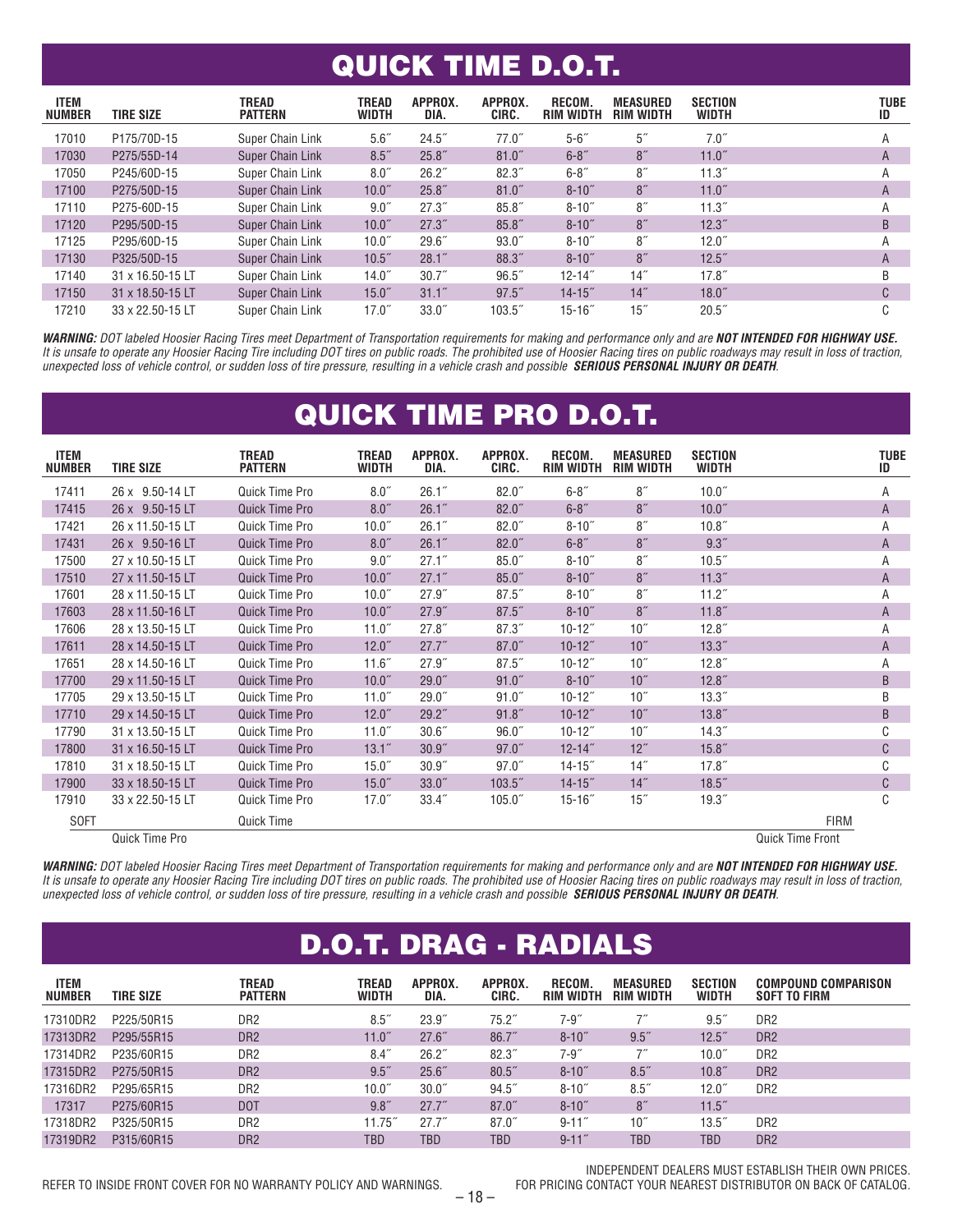# QUICK TIME D.O.T.

| ITEM NUMBER | TIRE SIZE | TREAD PATTERN | TREAD WIDTH | APPROX. DIA. | APPROX. CIRC. | RECOM. RIM WIDTH | MEASURED RIM WIDTH | SECTION WIDTH | TUBE ID |
|---|---|---|---|---|---|---|---|---|---|
| 17010 | P175/70D-15 | Super Chain Link | 5.6″ | 24.5″ | 77.0″ | 5-6″ | 5″ | 7.0″ | A |
| 17030 | P275/55D-14 | Super Chain Link | 8.5″ | 25.8″ | 81.0″ | 6-8″ | 8″ | 11.0″ | A |
| 17050 | P245/60D-15 | Super Chain Link | 8.0″ | 26.2″ | 82.3″ | 6-8″ | 8″ | 11.3″ | A |
| 17100 | P275/50D-15 | Super Chain Link | 10.0″ | 25.8″ | 81.0″ | 8-10″ | 8″ | 11.0″ | A |
| 17110 | P275-60D-15 | Super Chain Link | 9.0″ | 27.3″ | 85.8″ | 8-10″ | 8″ | 11.3″ | A |
| 17120 | P295/50D-15 | Super Chain Link | 10.0″ | 27.3″ | 85.8″ | 8-10″ | 8″ | 12.3″ | B |
| 17125 | P295/60D-15 | Super Chain Link | 10.0″ | 29.6″ | 93.0″ | 8-10″ | 8″ | 12.0″ | A |
| 17130 | P325/50D-15 | Super Chain Link | 10.5″ | 28.1″ | 88.3″ | 8-10″ | 8″ | 12.5″ | A |
| 17140 | 31 x 16.50-15 LT | Super Chain Link | 14.0″ | 30.7″ | 96.5″ | 12-14″ | 14″ | 17.8″ | B |
| 17150 | 31 x 18.50-15 LT | Super Chain Link | 15.0″ | 31.1″ | 97.5″ | 14-15″ | 14″ | 18.0″ | C |
| 17210 | 33 x 22.50-15 LT | Super Chain Link | 17.0″ | 33.0″ | 103.5″ | 15-16″ | 15″ | 20.5″ | C |

***WARNING:*** *DOT labeled Hoosier Racing Tires meet Department of Transportation requirements for making and performance only and are* ***NOT INTENDED FOR HIGHWAY USE.*** *It is unsafe to operate any Hoosier Racing Tire including DOT tires on public roads. The prohibited use of Hoosier Racing tires on public roadways may result in loss of traction, unexpected loss of vehicle control, or sudden loss of tire pressure, resulting in a vehicle crash and possible* ***SERIOUS PERSONAL INJURY OR DEATH****.*

# QUICK TIME PRO D.O.T.

| ITEM NUMBER | TIRE SIZE | TREAD PATTERN | TREAD WIDTH | APPROX. DIA. | APPROX. CIRC. | RECOM. RIM WIDTH | MEASURED RIM WIDTH | SECTION WIDTH | TUBE ID |
|---|---|---|---|---|---|---|---|---|---|
| 17411 | 26 x 9.50-14 LT | Quick Time Pro | 8.0″ | 26.1″ | 82.0″ | 6-8″ | 8″ | 10.0″ | A |
| 17415 | 26 x 9.50-15 LT | Quick Time Pro | 8.0″ | 26.1″ | 82.0″ | 6-8″ | 8″ | 10.0″ | A |
| 17421 | 26 x 11.50-15 LT | Quick Time Pro | 10.0″ | 26.1″ | 82.0″ | 8-10″ | 8″ | 10.8″ | A |
| 17431 | 26 x 9.50-16 LT | Quick Time Pro | 8.0″ | 26.1″ | 82.0″ | 6-8″ | 8″ | 9.3″ | A |
| 17500 | 27 x 10.50-15 LT | Quick Time Pro | 9.0″ | 27.1″ | 85.0″ | 8-10″ | 8″ | 10.5″ | A |
| 17510 | 27 x 11.50-15 LT | Quick Time Pro | 10.0″ | 27.1″ | 85.0″ | 8-10″ | 8″ | 11.3″ | A |
| 17601 | 28 x 11.50-15 LT | Quick Time Pro | 10.0″ | 27.9″ | 87.5″ | 8-10″ | 8″ | 11.2″ | A |
| 17603 | 28 x 11.50-16 LT | Quick Time Pro | 10.0″ | 27.9″ | 87.5″ | 8-10″ | 8″ | 11.8″ | A |
| 17606 | 28 x 13.50-15 LT | Quick Time Pro | 11.0″ | 27.8″ | 87.3″ | 10-12″ | 10″ | 12.8″ | A |
| 17611 | 28 x 14.50-15 LT | Quick Time Pro | 12.0″ | 27.7″ | 87.0″ | 10-12″ | 10″ | 13.3″ | A |
| 17651 | 28 x 14.50-16 LT | Quick Time Pro | 11.6″ | 27.9″ | 87.5″ | 10-12″ | 10″ | 12.8″ | A |
| 17700 | 29 x 11.50-15 LT | Quick Time Pro | 10.0″ | 29.0″ | 91.0″ | 8-10″ | 10″ | 12.8″ | B |
| 17705 | 29 x 13.50-15 LT | Quick Time Pro | 11.0″ | 29.0″ | 91.0″ | 10-12″ | 10″ | 13.3″ | B |
| 17710 | 29 x 14.50-15 LT | Quick Time Pro | 12.0″ | 29.2″ | 91.8″ | 10-12″ | 10″ | 13.8″ | B |
| 17790 | 31 x 13.50-15 LT | Quick Time Pro | 11.0″ | 30.6″ | 96.0″ | 10-12″ | 10″ | 14.3″ | C |
| 17800 | 31 x 16.50-15 LT | Quick Time Pro | 13.1″ | 30.9″ | 97.0″ | 12-14″ | 12″ | 15.8″ | C |
| 17810 | 31 x 18.50-15 LT | Quick Time Pro | 15.0″ | 30.9″ | 97.0″ | 14-15″ | 14″ | 17.8″ | C |
| 17900 | 33 x 18.50-15 LT | Quick Time Pro | 15.0″ | 33.0″ | 103.5″ | 14-15″ | 14″ | 18.5″ | C |
| 17910 | 33 x 22.50-15 LT | Quick Time Pro | 17.0″ | 33.4″ | 105.0″ | 15-16″ | 15″ | 19.3″ | C |

SOFT — Quick Time Pro — Quick Time — Quick Time Front — FIRM

***WARNING:*** *DOT labeled Hoosier Racing Tires meet Department of Transportation requirements for making and performance only and are* ***NOT INTENDED FOR HIGHWAY USE.*** *It is unsafe to operate any Hoosier Racing Tire including DOT tires on public roads. The prohibited use of Hoosier Racing tires on public roadways may result in loss of traction, unexpected loss of vehicle control, or sudden loss of tire pressure, resulting in a vehicle crash and possible* ***SERIOUS PERSONAL INJURY OR DEATH****.*

# D.O.T. DRAG - RADIALS

| ITEM NUMBER | TIRE SIZE | TREAD PATTERN | TREAD WIDTH | APPROX. DIA. | APPROX. CIRC. | RECOM. RIM WIDTH | MEASURED RIM WIDTH | SECTION WIDTH | COMPOUND COMPARISON SOFT TO FIRM |
|---|---|---|---|---|---|---|---|---|---|
| 17310DR2 | P225/50R15 | DR2 | 8.5″ | 23.9″ | 75.2″ | 7-9″ | 7″ | 9.5″ | DR2 |
| 17313DR2 | P295/55R15 | DR2 | 11.0″ | 27.6″ | 86.7″ | 8-10″ | 9.5″ | 12.5″ | DR2 |
| 17314DR2 | P235/60R15 | DR2 | 8.4″ | 26.2″ | 82.3″ | 7-9″ | 7″ | 10.0″ | DR2 |
| 17315DR2 | P275/50R15 | DR2 | 9.5″ | 25.6″ | 80.5″ | 8-10″ | 8.5″ | 10.8″ | DR2 |
| 17316DR2 | P295/65R15 | DR2 | 10.0″ | 30.0″ | 94.5″ | 8-10″ | 8.5″ | 12.0″ | DR2 |
| 17317 | P275/60R15 | DOT | 9.8″ | 27.7″ | 87.0″ | 8-10″ | 8″ | 11.5″ | |
| 17318DR2 | P325/50R15 | DR2 | 11.75″ | 27.7″ | 87.0″ | 9-11″ | 10″ | 13.5″ | DR2 |
| 17319DR2 | P315/60R15 | DR2 | TBD | TBD | TBD | 9-11″ | TBD | TBD | DR2 |

REFER TO INSIDE FRONT COVER FOR NO WARRANTY POLICY AND WARNINGS.

INDEPENDENT DEALERS MUST ESTABLISH THEIR OWN PRICES.
FOR PRICING CONTACT YOUR NEAREST DISTRIBUTOR ON BACK OF CATALOG.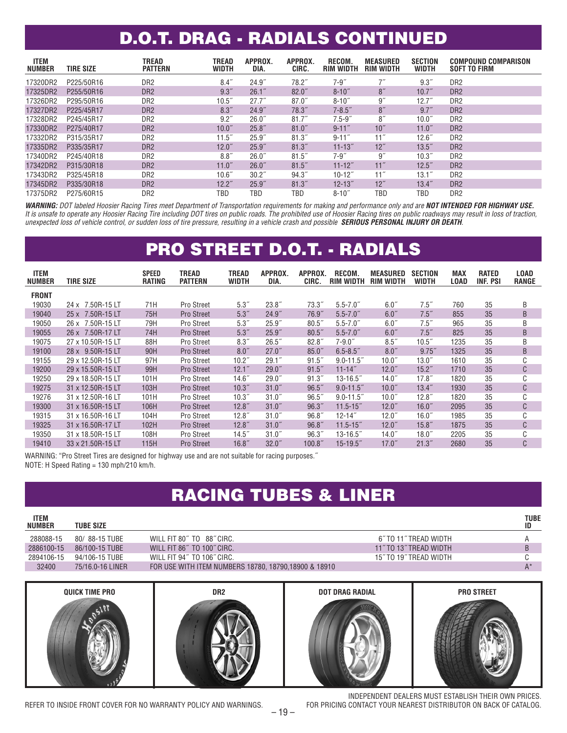# D.O.T. DRAG - RADIALS CONTINUED

| ITEM NUMBER | TIRE SIZE | TREAD PATTERN | TREAD WIDTH | APPROX. DIA. | APPROX. CIRC. | RECOM. RIM WIDTH | MEASURED RIM WIDTH | SECTION WIDTH | COMPOUND COMPARISON SOFT TO FIRM |
|---|---|---|---|---|---|---|---|---|---|
| 17320DR2 | P225/50R16 | DR2 | 8.4″ | 24.9″ | 78.2″ | 7-9″ | 7″ | 9.3″ | DR2 |
| 17325DR2 | P255/50R16 | DR2 | 9.3″ | 26.1″ | 82.0″ | 8-10″ | 8″ | 10.7″ | DR2 |
| 17326DR2 | P295/50R16 | DR2 | 10.5″ | 27.7″ | 87.0″ | 8-10″ | 9″ | 12.7″ | DR2 |
| 17327DR2 | P225/45R17 | DR2 | 8.3″ | 24.9″ | 78.3″ | 7-8.5″ | 8″ | 9.7″ | DR2 |
| 17328DR2 | P245/45R17 | DR2 | 9.2″ | 26.0″ | 81.7″ | 7.5-9″ | 8″ | 10.0″ | DR2 |
| 17330DR2 | P275/40R17 | DR2 | 10.0″ | 25.8″ | 81.0″ | 9-11″ | 10″ | 11.0″ | DR2 |
| 17332DR2 | P315/35R17 | DR2 | 11.5″ | 25.9″ | 81.3″ | 9-11″ | 11″ | 12.6″ | DR2 |
| 17335DR2 | P335/35R17 | DR2 | 12.0″ | 25.9″ | 81.3″ | 11-13″ | 12″ | 13.5″ | DR2 |
| 17340DR2 | P245/40R18 | DR2 | 8.8″ | 26.0″ | 81.5″ | 7-9″ | 9″ | 10.3″ | DR2 |
| 17342DR2 | P315/30R18 | DR2 | 11.0″ | 26.0″ | 81.5″ | 11-12″ | 11″ | 12.5″ | DR2 |
| 17343DR2 | P325/45R18 | DR2 | 10.6″ | 30.2″ | 94.3″ | 10-12″ | 11″ | 13.1″ | DR2 |
| 17345DR2 | P335/30R18 | DR2 | 12.2″ | 25.9″ | 81.3″ | 12-13″ | 12″ | 13.4″ | DR2 |
| 17375DR2 | P275/60R15 | DR2 | TBD | TBD | TBD | 8-10″ | TBD | TBD | DR2 |

***WARNING:*** *DOT labeled Hoosier Racing Tires meet Department of Transportation requirements for making and performance only and are* ***NOT INTENDED FOR HIGHWAY USE.*** *It is unsafe to operate any Hoosier Racing Tire including DOT tires on public roads. The prohibited use of Hoosier Racing tires on public roadways may result in loss of traction, unexpected loss of vehicle control, or sudden loss of tire pressure, resulting in a vehicle crash and possible* ***SERIOUS PERSONAL INJURY OR DEATH****.*

# PRO STREET D.O.T. - RADIALS

| ITEM NUMBER | TIRE SIZE | SPEED RATING | TREAD PATTERN | TREAD WIDTH | APPROX. DIA. | APPROX. CIRC. | RECOM. RIM WIDTH | MEASURED RIM WIDTH | SECTION WIDTH | MAX LOAD | RATED INF. PSI | LOAD RANGE |
|---|---|---|---|---|---|---|---|---|---|---|---|---|
| **FRONT** | | | | | | | | | | | | |
| 19030 | 24 x 7.50R-15 LT | 71H | Pro Street | 5.3″ | 23.8″ | 73.3″ | 5.5-7.0″ | 6.0″ | 7.5″ | 760 | 35 | B |
| 19040 | 25 x 7.50R-15 LT | 75H | Pro Street | 5.3″ | 24.9″ | 76.9″ | 5.5-7.0″ | 6.0″ | 7.5″ | 855 | 35 | B |
| 19050 | 26 x 7.50R-15 LT | 79H | Pro Street | 5.3″ | 25.9″ | 80.5″ | 5.5-7.0″ | 6.0″ | 7.5″ | 965 | 35 | B |
| 19055 | 26 x 7.50R-17 LT | 74H | Pro Street | 5.3″ | 25.9″ | 80.5″ | 5.5-7.0″ | 6.0″ | 7.5″ | 825 | 35 | B |
| 19075 | 27 x 10.50R-15 LT | 88H | Pro Street | 8.3″ | 26.5″ | 82.8″ | 7-9.0″ | 8.5″ | 10.5″ | 1235 | 35 | B |
| 19100 | 28 x 9.50R-15 LT | 90H | Pro Street | 8.0″ | 27.0″ | 85.0″ | 6.5-8.5″ | 8.0″ | 9.75″ | 1325 | 35 | B |
| 19155 | 29 x 12.50R-15 LT | 97H | Pro Street | 10.2″ | 29.1″ | 91.5″ | 9.0-11.5″ | 10.0″ | 13.0″ | 1610 | 35 | C |
| 19200 | 29 x 15.50R-15 LT | 99H | Pro Street | 12.1″ | 29.0″ | 91.5″ | 11-14″ | 12.0″ | 15.2″ | 1710 | 35 | C |
| 19250 | 29 x 18.50R-15 LT | 101H | Pro Street | 14.6″ | 29.0″ | 91.3″ | 13-16.5″ | 14.0″ | 17.8″ | 1820 | 35 | C |
| 19275 | 31 x 12.50R-15 LT | 103H | Pro Street | 10.3″ | 31.0″ | 96.5″ | 9.0-11.5″ | 10.0″ | 13.4″ | 1930 | 35 | C |
| 19276 | 31 x 12.50R-16 LT | 101H | Pro Street | 10.3″ | 31.0″ | 96.5″ | 9.0-11.5″ | 10.0″ | 12.8″ | 1820 | 35 | C |
| 19300 | 31 x 16.50R-15 LT | 106H | Pro Street | 12.8″ | 31.0″ | 96.3″ | 11.5-15″ | 12.0″ | 16.0″ | 2095 | 35 | C |
| 19315 | 31 x 16.50R-16 LT | 104H | Pro Street | 12.8″ | 31.0″ | 96.8″ | 12-14″ | 12.0″ | 16.0″ | 1985 | 35 | C |
| 19325 | 31 x 16.50R-17 LT | 102H | Pro Street | 12.8″ | 31.0″ | 96.8″ | 11.5-15″ | 12.0″ | 15.8″ | 1875 | 35 | C |
| 19350 | 31 x 18.50R-15 LT | 108H | Pro Street | 14.5″ | 31.0″ | 96.3″ | 13-16.5″ | 14.0″ | 18.0″ | 2205 | 35 | C |
| 19410 | 33 x 21.50R-15 LT | 115H | Pro Street | 16.8″ | 32.0″ | 100.8″ | 15-19.5″ | 17.0″ | 21.3″ | 2680 | 35 | C |

WARNING: "Pro Street Tires are designed for highway use and are not suitable for racing purposes."
NOTE: H Speed Rating = 130 mph/210 km/h.

# RACING TUBES & LINER

| ITEM NUMBER | TUBE SIZE | | | TUBE ID |
|---|---|---|---|---|
| 288088-15 | 80/ 88-15 TUBE | WILL FIT 80″ TO 88″ CIRC. | 6″ TO 11″ TREAD WIDTH | A |
| 2886100-15 | 86/100-15 TUBE | WILL FIT 86″ TO 100″ CIRC. | 11″ TO 13″ TREAD WIDTH | B |
| 2894106-15 | 94/106-15 TUBE | WILL FIT 94″ TO 106″ CIRC. | 15″ TO 19″ TREAD WIDTH | C |
| 32400 | 75/16.0-16 LINER | FOR USE WITH ITEM NUMBERS 18780, 18790,18900 & 18910 | | A* |

QUICK TIME PRO

DR2

DOT DRAG RADIAL

PRO STREET

REFER TO INSIDE FRONT COVER FOR NO WARRANTY POLICY AND WARNINGS.

INDEPENDENT DEALERS MUST ESTABLISH THEIR OWN PRICES.
FOR PRICING CONTACT YOUR NEAREST DISTRIBUTOR ON BACK OF CATALOG.